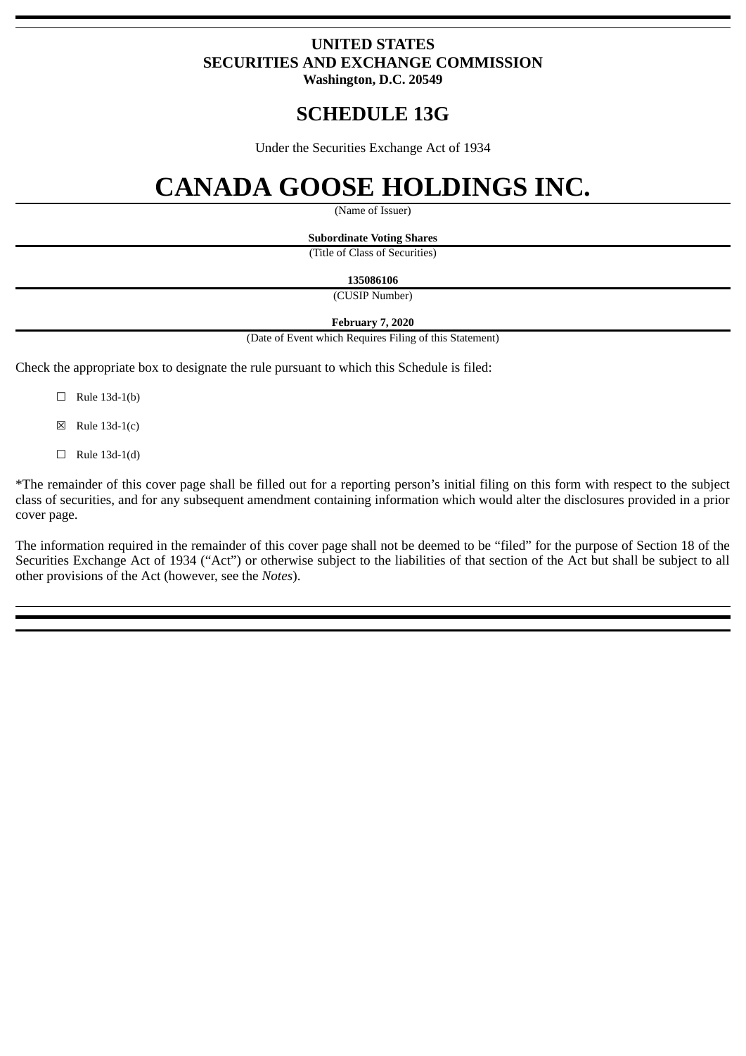**UNITED STATES**
**SECURITIES AND EXCHANGE COMMISSION**
**Washington, D.C. 20549**

# SCHEDULE 13G

Under the Securities Exchange Act of 1934

# CANADA GOOSE HOLDINGS INC.

(Name of Issuer)

**Subordinate Voting Shares**

(Title of Class of Securities)

**135086106**

(CUSIP Number)

**February 7, 2020**

(Date of Event which Requires Filing of this Statement)

Check the appropriate box to designate the rule pursuant to which this Schedule is filed:

☐ Rule 13d-1(b)

☒ Rule 13d-1(c)

☐ Rule 13d-1(d)

*The remainder of this cover page shall be filled out for a reporting person's initial filing on this form with respect to the subject class of securities, and for any subsequent amendment containing information which would alter the disclosures provided in a prior cover page.

The information required in the remainder of this cover page shall not be deemed to be "filed" for the purpose of Section 18 of the Securities Exchange Act of 1934 ("Act") or otherwise subject to the liabilities of that section of the Act but shall be subject to all other provisions of the Act (however, see the *Notes*).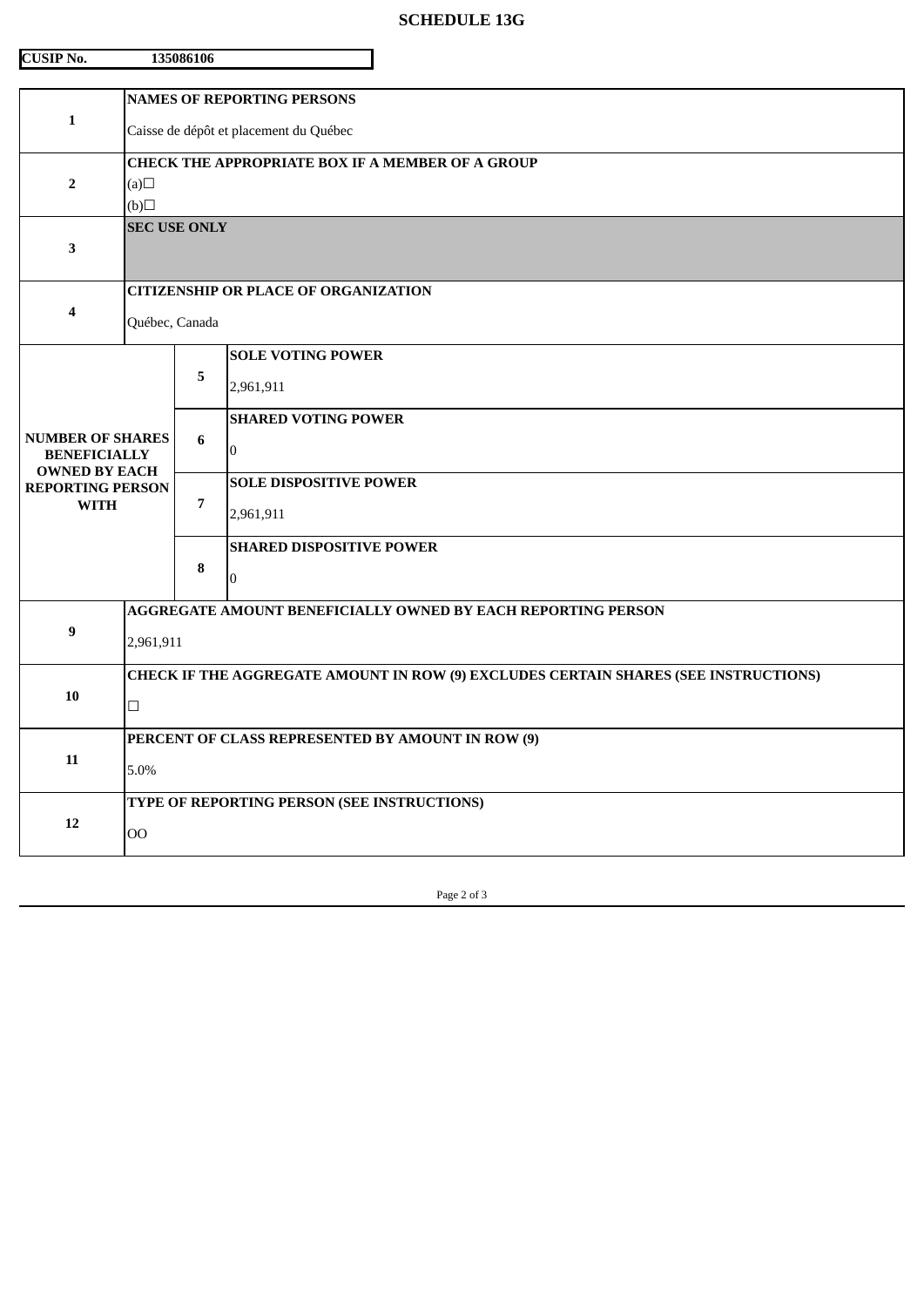# SCHEDULE 13G

**CUSIP No. 135086106**

| | | | |
|---|---|---|---|
| 1 | **NAMES OF REPORTING PERSONS**<br><br>Caisse de dépôt et placement du Québec | | |
| 2 | **CHECK THE APPROPRIATE BOX IF A MEMBER OF A GROUP**<br>(a)☐<br>(b)☐ | | |
| 3 | **SEC USE ONLY** | | |
| 4 | **CITIZENSHIP OR PLACE OF ORGANIZATION**<br><br>Québec, Canada | | |
| **NUMBER OF SHARES BENEFICIALLY OWNED BY EACH REPORTING PERSON WITH** | | 5 | **SOLE VOTING POWER**<br><br>2,961,911 |
| | | 6 | **SHARED VOTING POWER**<br><br>0 |
| | | 7 | **SOLE DISPOSITIVE POWER**<br><br>2,961,911 |
| | | 8 | **SHARED DISPOSITIVE POWER**<br><br>0 |
| 9 | **AGGREGATE AMOUNT BENEFICIALLY OWNED BY EACH REPORTING PERSON**<br><br>2,961,911 | | |
| 10 | **CHECK IF THE AGGREGATE AMOUNT IN ROW (9) EXCLUDES CERTAIN SHARES (SEE INSTRUCTIONS)**<br><br>☐ | | |
| 11 | **PERCENT OF CLASS REPRESENTED BY AMOUNT IN ROW (9)**<br><br>5.0% | | |
| 12 | **TYPE OF REPORTING PERSON (SEE INSTRUCTIONS)**<br><br>OO | | |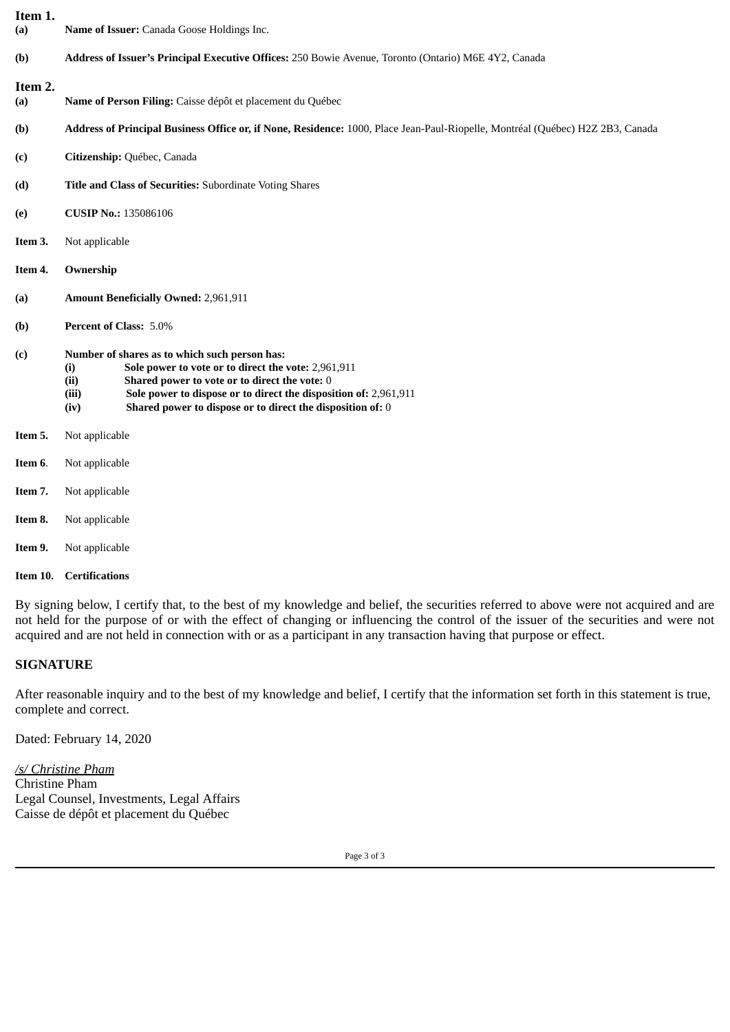**Item 1.**

**(a)** **Name of Issuer:** Canada Goose Holdings Inc.

**(b)** **Address of Issuer's Principal Executive Offices:** 250 Bowie Avenue, Toronto (Ontario) M6E 4Y2, Canada

**Item 2.**

**(a)** **Name of Person Filing:** Caisse dépôt et placement du Québec

**(b)** **Address of Principal Business Office or, if None, Residence:** 1000, Place Jean-Paul-Riopelle, Montréal (Québec) H2Z 2B3, Canada

**(c)** **Citizenship:** Québec, Canada

**(d)** **Title and Class of Securities:** Subordinate Voting Shares

**(e)** **CUSIP No.:** 135086106

**Item 3.** Not applicable

**Item 4.** **Ownership**

**(a)** **Amount Beneficially Owned:** 2,961,911

**(b)** **Percent of Class:** 5.0%

**(c)** **Number of shares as to which such person has:**

- **(i)** **Sole power to vote or to direct the vote:** 2,961,911
- **(ii)** **Shared power to vote or to direct the vote:** 0
- **(iii)** **Sole power to dispose or to direct the disposition of:** 2,961,911
- **(iv)** **Shared power to dispose or to direct the disposition of:** 0

**Item 5.** Not applicable

**Item 6**. Not applicable

**Item 7.** Not applicable

**Item 8.** Not applicable

**Item 9.** Not applicable

**Item 10.** **Certifications**

By signing below, I certify that, to the best of my knowledge and belief, the securities referred to above were not acquired and are not held for the purpose of or with the effect of changing or influencing the control of the issuer of the securities and were not acquired and are not held in connection with or as a participant in any transaction having that purpose or effect.

## SIGNATURE

After reasonable inquiry and to the best of my knowledge and belief, I certify that the information set forth in this statement is true, complete and correct.

Dated: February 14, 2020

*/s/ Christine Pham*
Christine Pham
Legal Counsel, Investments, Legal Affairs
Caisse de dépôt et placement du Québec